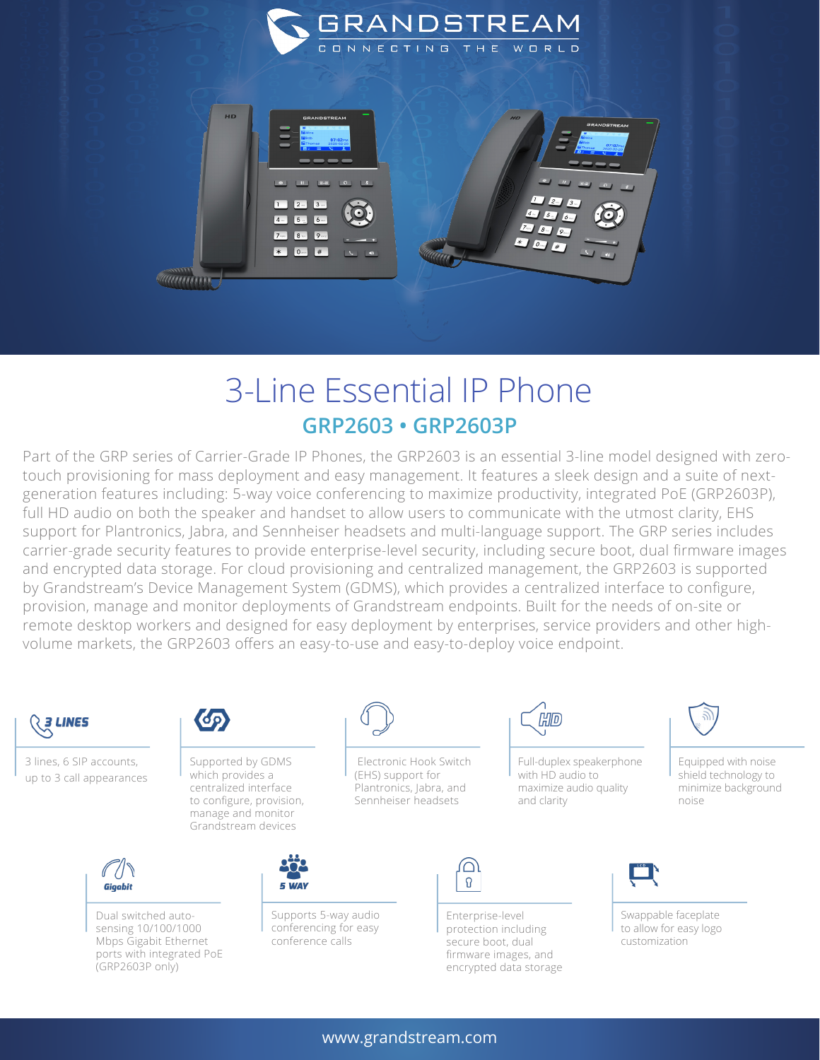# 3-Line Essential IP Phone

## GRP2603 • GRP2603P

Part of the GRP series of Carrier-Grade IP Phones, the GRP2603 is an essential 3-line model designed with zero-touch provisioning for mass deployment and easy management. It features a sleek design and a suite of next-generation features including: 5-way voice conferencing to maximize productivity, integrated PoE (GRP2603P), full HD audio on both the speaker and handset to allow users to communicate with the utmost clarity, EHS support for Plantronics, Jabra, and Sennheiser headsets and multi-language support. The GRP series includes carrier-grade security features to provide enterprise-level security, including secure boot, dual firmware images and encrypted data storage. For cloud provisioning and centralized management, the GRP2603 is supported by Grandstream's Device Management System (GDMS), which provides a centralized interface to configure, provision, manage and monitor deployments of Grandstream endpoints. Built for the needs of on-site or remote desktop workers and designed for easy deployment by enterprises, service providers and other high-volume markets, the GRP2603 offers an easy-to-use and easy-to-deploy voice endpoint.

**3 LINES**

3 lines, 6 SIP accounts, up to 3 call appearances

Supported by GDMS which provides a centralized interface to configure, provision, manage and monitor Grandstream devices

Electronic Hook Switch (EHS) support for Plantronics, Jabra, and Sennheiser headsets

**HD**

Full-duplex speakerphone with HD audio to maximize audio quality and clarity

Equipped with noise shield technology to minimize background noise

**Gigabit**

Dual switched auto-sensing 10/100/1000 Mbps Gigabit Ethernet ports with integrated PoE (GRP2603P only)

**5 WAY**

Supports 5-way audio conferencing for easy conference calls

Enterprise-level protection including secure boot, dual firmware images, and encrypted data storage

Swappable faceplate to allow for easy logo customization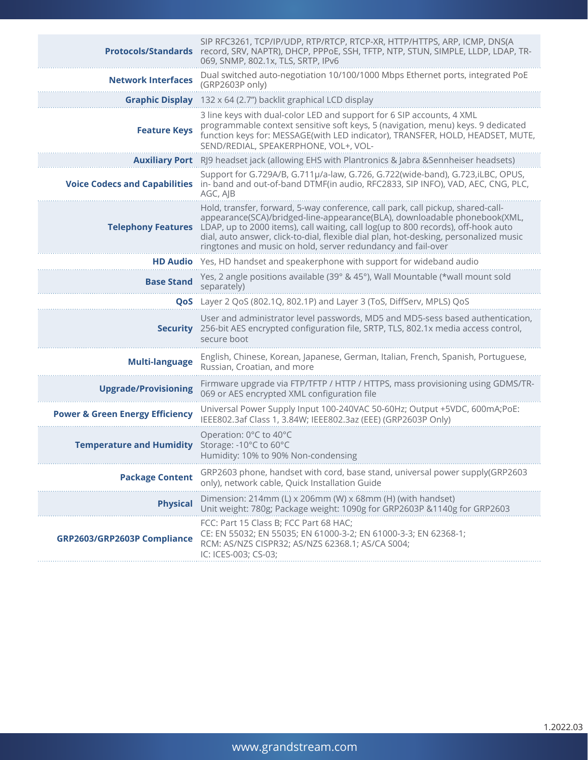| | |
|---|---|
| **Protocols/Standards** | SIP RFC3261, TCP/IP/UDP, RTP/RTCP, RTCP-XR, HTTP/HTTPS, ARP, ICMP, DNS(A record, SRV, NAPTR), DHCP, PPPoE, SSH, TFTP, NTP, STUN, SIMPLE, LLDP, LDAP, TR-069, SNMP, 802.1x, TLS, SRTP, IPv6 |
| **Network Interfaces** | Dual switched auto-negotiation 10/100/1000 Mbps Ethernet ports, integrated PoE (GRP2603P only) |
| **Graphic Display** | 132 x 64 (2.7") backlit graphical LCD display |
| **Feature Keys** | 3 line keys with dual-color LED and support for 6 SIP accounts, 4 XML programmable context sensitive soft keys, 5 (navigation, menu) keys. 9 dedicated function keys for: MESSAGE(with LED indicator), TRANSFER, HOLD, HEADSET, MUTE, SEND/REDIAL, SPEAKERPHONE, VOL+, VOL- |
| **Auxiliary Port** | RJ9 headset jack (allowing EHS with Plantronics & Jabra &Sennheiser headsets) |
| **Voice Codecs and Capabilities** | Support for G.729A/B, G.711µ/a-law, G.726, G.722(wide-band), G.723,iLBC, OPUS, in- band and out-of-band DTMF(in audio, RFC2833, SIP INFO), VAD, AEC, CNG, PLC, AGC, AJB |
| **Telephony Features** | Hold, transfer, forward, 5-way conference, call park, call pickup, shared-call-appearance(SCA)/bridged-line-appearance(BLA), downloadable phonebook(XML, LDAP, up to 2000 items), call waiting, call log(up to 800 records), off-hook auto dial, auto answer, click-to-dial, flexible dial plan, hot-desking, personalized music ringtones and music on hold, server redundancy and fail-over |
| **HD Audio** | Yes, HD handset and speakerphone with support for wideband audio |
| **Base Stand** | Yes, 2 angle positions available (39° & 45°), Wall Mountable (*wall mount sold separately) |
| **QoS** | Layer 2 QoS (802.1Q, 802.1P) and Layer 3 (ToS, DiffServ, MPLS) QoS |
| **Security** | User and administrator level passwords, MD5 and MD5-sess based authentication, 256-bit AES encrypted configuration file, SRTP, TLS, 802.1x media access control, secure boot |
| **Multi-language** | English, Chinese, Korean, Japanese, German, Italian, French, Spanish, Portuguese, Russian, Croatian, and more |
| **Upgrade/Provisioning** | Firmware upgrade via FTP/TFTP / HTTP / HTTPS, mass provisioning using GDMS/TR-069 or AES encrypted XML configuration file |
| **Power & Green Energy Efficiency** | Universal Power Supply Input 100-240VAC 50-60Hz; Output +5VDC, 600mA;PoE: IEEE802.3af Class 1, 3.84W; IEEE802.3az (EEE) (GRP2603P Only) |
| **Temperature and Humidity** | Operation: 0°C to 40°C<br>Storage: -10°C to 60°C<br>Humidity: 10% to 90% Non-condensing |
| **Package Content** | GRP2603 phone, handset with cord, base stand, universal power supply(GRP2603 only), network cable, Quick Installation Guide |
| **Physical** | Dimension: 214mm (L) x 206mm (W) x 68mm (H) (with handset)<br>Unit weight: 780g; Package weight: 1090g for GRP2603P &1140g for GRP2603 |
| **GRP2603/GRP2603P Compliance** | FCC: Part 15 Class B; FCC Part 68 HAC;<br>CE: EN 55032; EN 55035; EN 61000-3-2; EN 61000-3-3; EN 62368-1;<br>RCM: AS/NZS CISPR32; AS/NZS 62368.1; AS/CA S004;<br>IC: ICES-003; CS-03; |

1.2022.03

www.grandstream.com